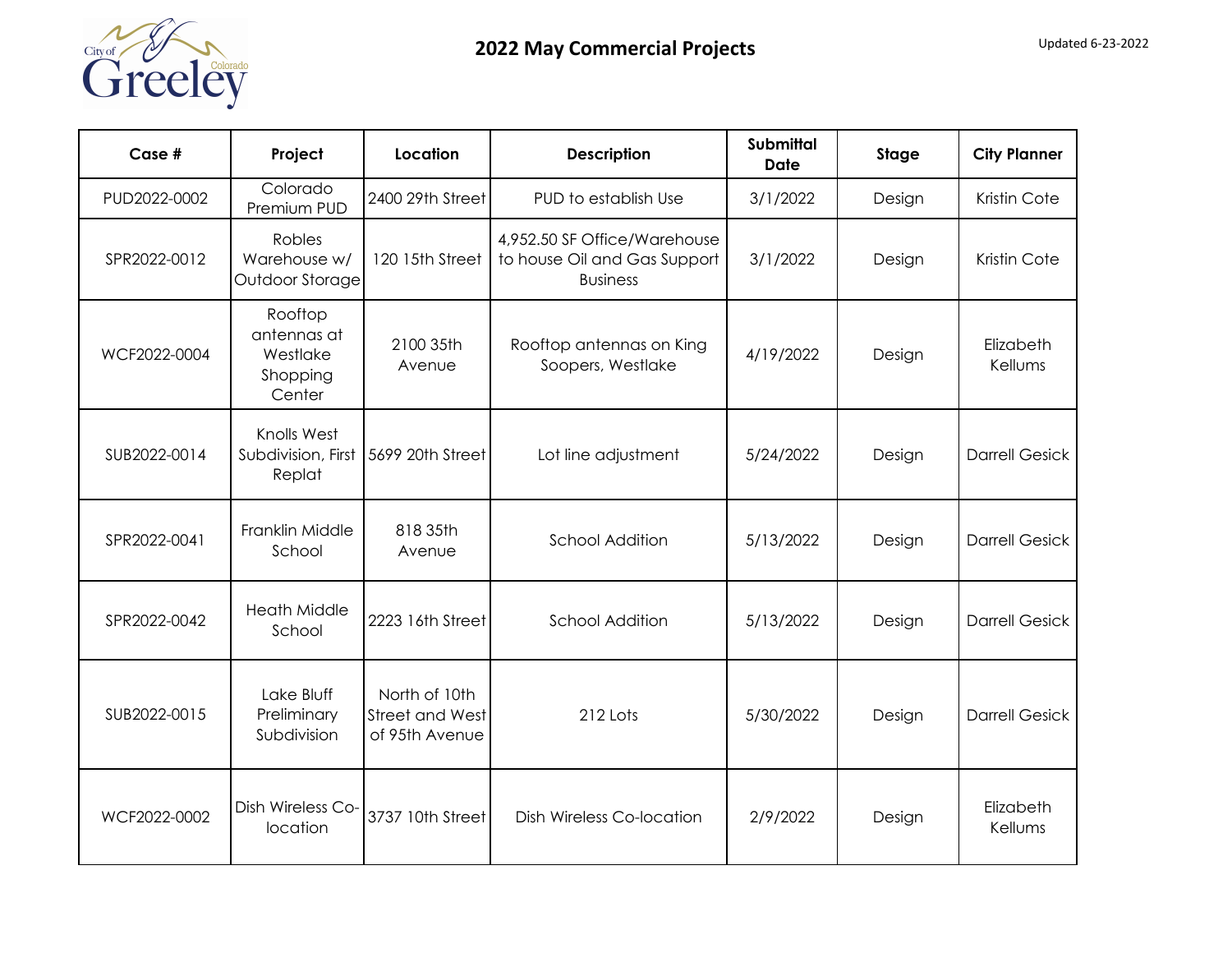# 2022 May Commercial Projects

Updated 6-23-2022

| Case # | Project | Location | Description | Submittal Date | Stage | City Planner |
|---|---|---|---|---|---|---|
| PUD2022-0002 | Colorado Premium PUD | 2400 29th Street | PUD to establish Use | 3/1/2022 | Design | Kristin Cote |
| SPR2022-0012 | Robles Warehouse w/ Outdoor Storage | 120 15th Street | 4,952.50 SF Office/Warehouse to house Oil and Gas Support Business | 3/1/2022 | Design | Kristin Cote |
| WCF2022-0004 | Rooftop antennas at Westlake Shopping Center | 2100 35th Avenue | Rooftop antennas on King Soopers, Westlake | 4/19/2022 | Design | Elizabeth Kellums |
| SUB2022-0014 | Knolls West Subdivision, First Replat | 5699 20th Street | Lot line adjustment | 5/24/2022 | Design | Darrell Gesick |
| SPR2022-0041 | Franklin Middle School | 818 35th Avenue | School Addition | 5/13/2022 | Design | Darrell Gesick |
| SPR2022-0042 | Heath Middle School | 2223 16th Street | School Addition | 5/13/2022 | Design | Darrell Gesick |
| SUB2022-0015 | Lake Bluff Preliminary Subdivision | North of 10th Street and West of 95th Avenue | 212 Lots | 5/30/2022 | Design | Darrell Gesick |
| WCF2022-0002 | Dish Wireless Co-location | 3737 10th Street | Dish Wireless Co-location | 2/9/2022 | Design | Elizabeth Kellums |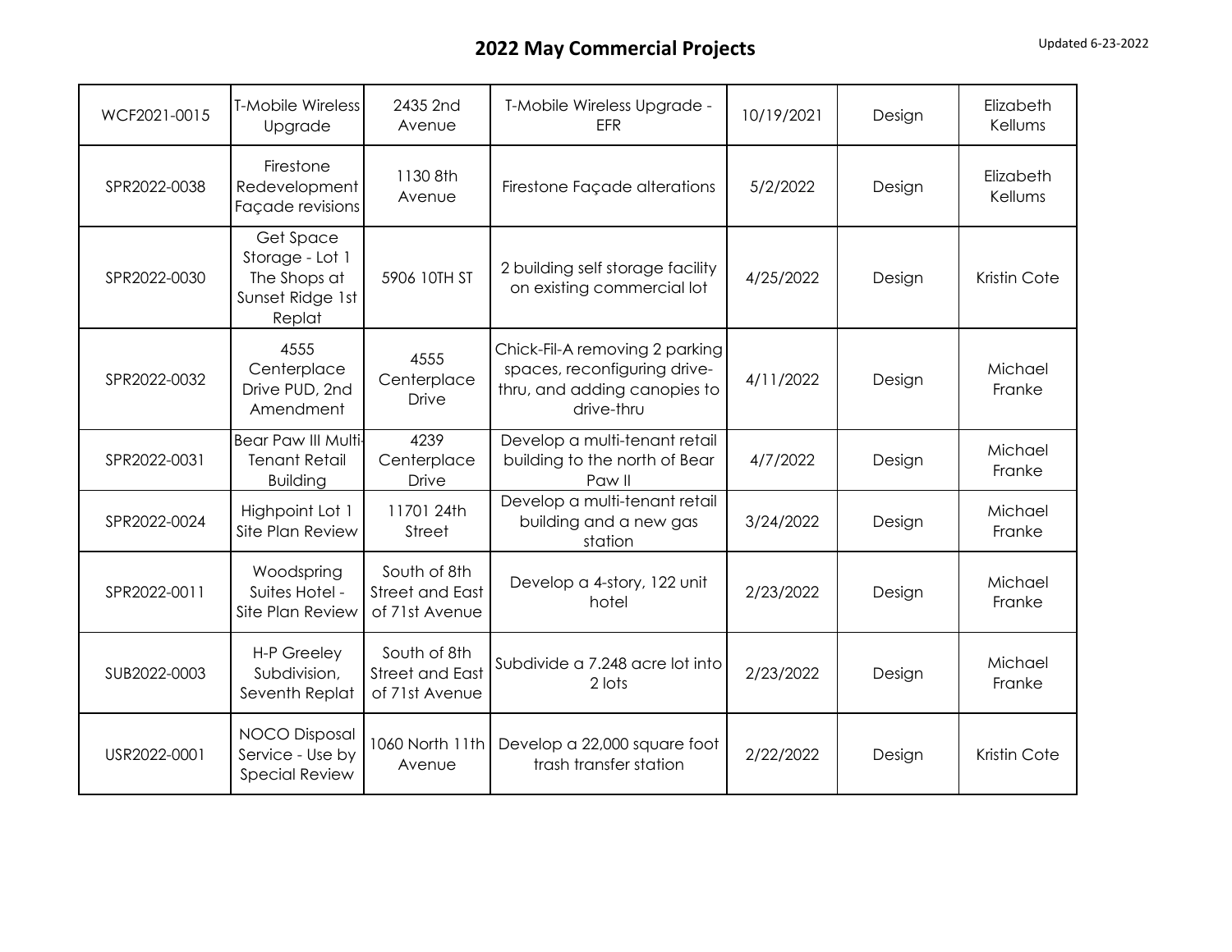## 2022 May Commercial Projects

Updated 6-23-2022

| | | | | | | |
|---|---|---|---|---|---|---|
| WCF2021-0015 | T-Mobile Wireless Upgrade | 2435 2nd Avenue | T-Mobile Wireless Upgrade - EFR | 10/19/2021 | Design | Elizabeth Kellums |
| SPR2022-0038 | Firestone Redevelopment Façade revisions | 1130 8th Avenue | Firestone Façade alterations | 5/2/2022 | Design | Elizabeth Kellums |
| SPR2022-0030 | Get Space Storage - Lot 1 The Shops at Sunset Ridge 1st Replat | 5906 10TH ST | 2 building self storage facility on existing commercial lot | 4/25/2022 | Design | Kristin Cote |
| SPR2022-0032 | 4555 Centerplace Drive PUD, 2nd Amendment | 4555 Centerplace Drive | Chick-Fil-A removing 2 parking spaces, reconfiguring drive-thru, and adding canopies to drive-thru | 4/11/2022 | Design | Michael Franke |
| SPR2022-0031 | Bear Paw III Multi-Tenant Retail Building | 4239 Centerplace Drive | Develop a multi-tenant retail building to the north of Bear Paw II | 4/7/2022 | Design | Michael Franke |
| SPR2022-0024 | Highpoint Lot 1 Site Plan Review | 11701 24th Street | Develop a multi-tenant retail building and a new gas station | 3/24/2022 | Design | Michael Franke |
| SPR2022-0011 | Woodspring Suites Hotel - Site Plan Review | South of 8th Street and East of 71st Avenue | Develop a 4-story, 122 unit hotel | 2/23/2022 | Design | Michael Franke |
| SUB2022-0003 | H-P Greeley Subdivision, Seventh Replat | South of 8th Street and East of 71st Avenue | Subdivide a 7.248 acre lot into 2 lots | 2/23/2022 | Design | Michael Franke |
| USR2022-0001 | NOCO Disposal Service - Use by Special Review | 1060 North 11th Avenue | Develop a 22,000 square foot trash transfer station | 2/22/2022 | Design | Kristin Cote |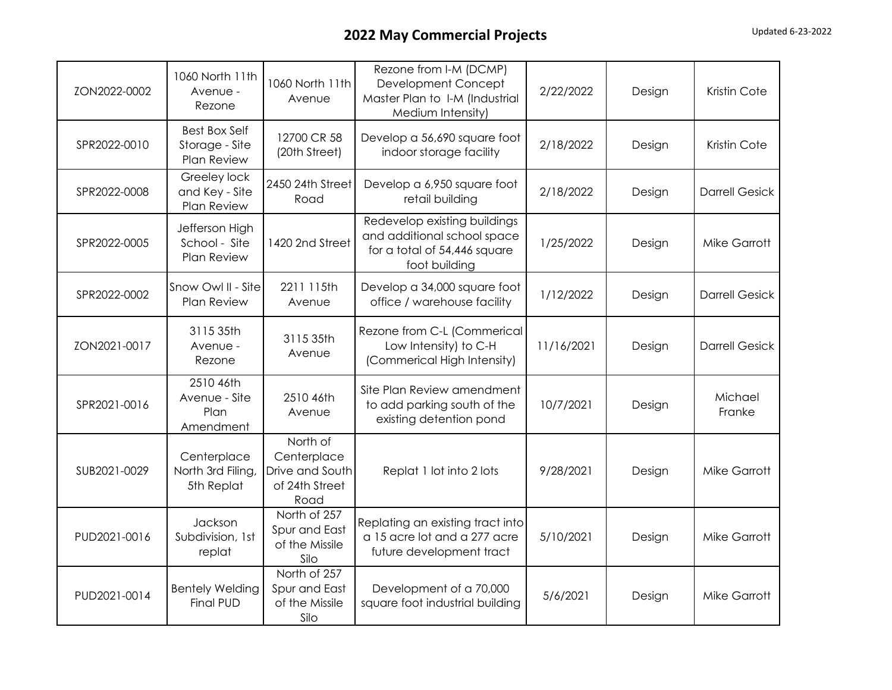# 2022 May Commercial Projects

Updated 6-23-2022

| | | | | | | |
|---|---|---|---|---|---|---|
| ZON2022-0002 | 1060 North 11th Avenue - Rezone | 1060 North 11th Avenue | Rezone from I-M (DCMP) Development Concept Master Plan to I-M (Industrial Medium Intensity) | 2/22/2022 | Design | Kristin Cote |
| SPR2022-0010 | Best Box Self Storage - Site Plan Review | 12700 CR 58 (20th Street) | Develop a 56,690 square foot indoor storage facility | 2/18/2022 | Design | Kristin Cote |
| SPR2022-0008 | Greeley lock and Key - Site Plan Review | 2450 24th Street Road | Develop a 6,950 square foot retail building | 2/18/2022 | Design | Darrell Gesick |
| SPR2022-0005 | Jefferson High School - Site Plan Review | 1420 2nd Street | Redevelop existing buildings and additional school space for a total of 54,446 square foot building | 1/25/2022 | Design | Mike Garrott |
| SPR2022-0002 | Snow Owl II - Site Plan Review | 2211 115th Avenue | Develop a 34,000 square foot office / warehouse facility | 1/12/2022 | Design | Darrell Gesick |
| ZON2021-0017 | 3115 35th Avenue - Rezone | 3115 35th Avenue | Rezone from C-L (Commerical Low Intensity) to C-H (Commerical High Intensity) | 11/16/2021 | Design | Darrell Gesick |
| SPR2021-0016 | 2510 46th Avenue - Site Plan Amendment | 2510 46th Avenue | Site Plan Review amendment to add parking south of the existing detention pond | 10/7/2021 | Design | Michael Franke |
| SUB2021-0029 | Centerplace North 3rd Filing, 5th Replat | North of Centerplace Drive and South of 24th Street Road | Replat 1 lot into 2 lots | 9/28/2021 | Design | Mike Garrott |
| PUD2021-0016 | Jackson Subdivision, 1st replat | North of 257 Spur and East of the Missile Silo | Replating an existing tract into a 15 acre lot and a 277 acre future development tract | 5/10/2021 | Design | Mike Garrott |
| PUD2021-0014 | Bentely Welding Final PUD | North of 257 Spur and East of the Missile Silo | Development of a 70,000 square foot industrial building | 5/6/2021 | Design | Mike Garrott |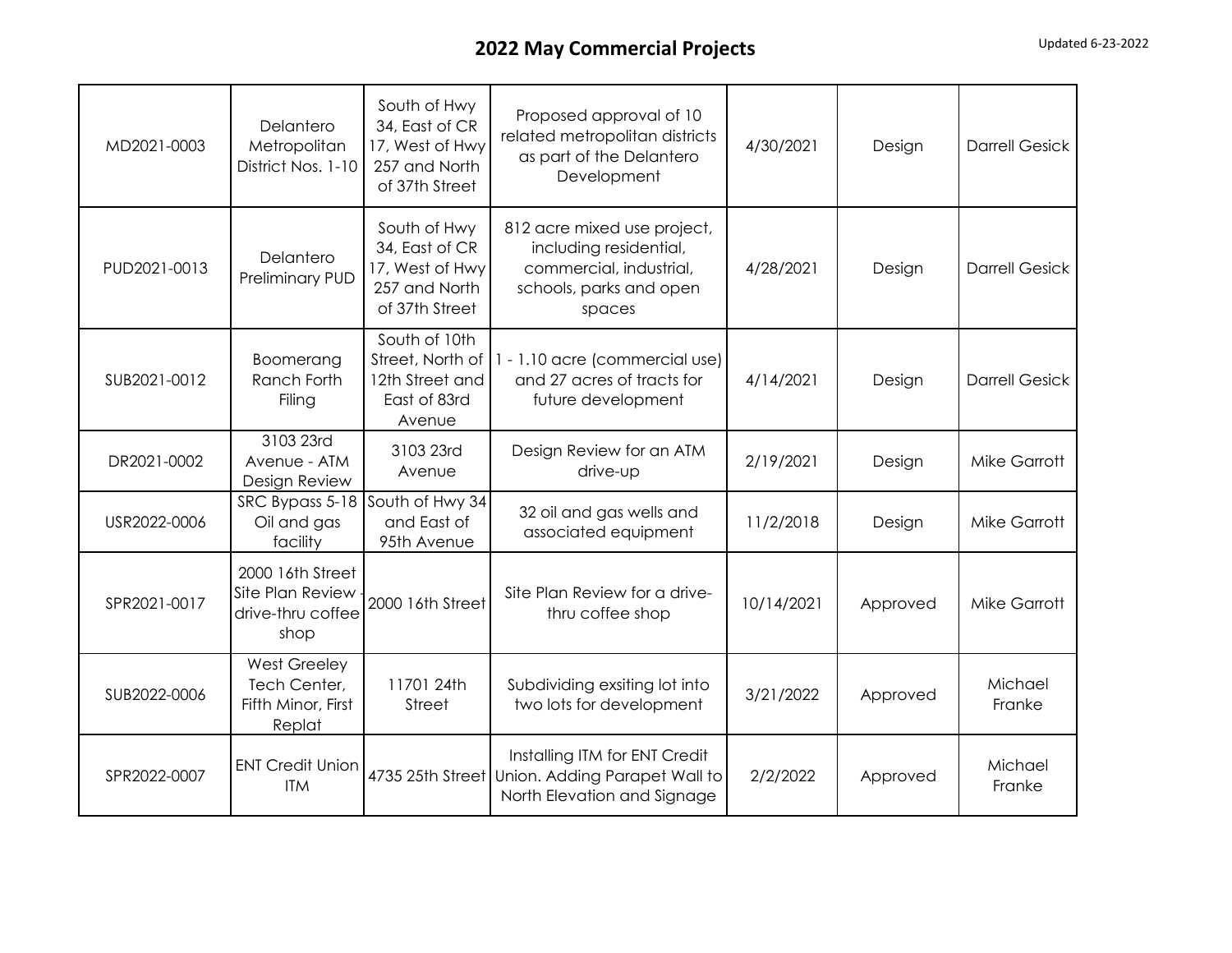# 2022 May Commercial Projects

Updated 6-23-2022

| | | | | | | |
|---|---|---|---|---|---|---|
| MD2021-0003 | Delantero Metropolitan District Nos. 1-10 | South of Hwy 34, East of CR 17, West of Hwy 257 and North of 37th Street | Proposed approval of 10 related metropolitan districts as part of the Delantero Development | 4/30/2021 | Design | Darrell Gesick |
| PUD2021-0013 | Delantero Preliminary PUD | South of Hwy 34, East of CR 17, West of Hwy 257 and North of 37th Street | 812 acre mixed use project, including residential, commercial, industrial, schools, parks and open spaces | 4/28/2021 | Design | Darrell Gesick |
| SUB2021-0012 | Boomerang Ranch Forth Filing | South of 10th Street, North of 12th Street and East of 83rd Avenue | 1 - 1.10 acre (commercial use) and 27 acres of tracts for future development | 4/14/2021 | Design | Darrell Gesick |
| DR2021-0002 | 3103 23rd Avenue - ATM Design Review | 3103 23rd Avenue | Design Review for an ATM drive-up | 2/19/2021 | Design | Mike Garrott |
| USR2022-0006 | SRC Bypass 5-18 Oil and gas facility | South of Hwy 34 and East of 95th Avenue | 32 oil and gas wells and associated equipment | 11/2/2018 | Design | Mike Garrott |
| SPR2021-0017 | 2000 16th Street Site Plan Review - drive-thru coffee shop | 2000 16th Street | Site Plan Review for a drive-thru coffee shop | 10/14/2021 | Approved | Mike Garrott |
| SUB2022-0006 | West Greeley Tech Center, Fifth Minor, First Replat | 11701 24th Street | Subdividing exsiting lot into two lots for development | 3/21/2022 | Approved | Michael Franke |
| SPR2022-0007 | ENT Credit Union ITM | 4735 25th Street | Installing ITM for ENT Credit Union. Adding Parapet Wall to North Elevation and Signage | 2/2/2022 | Approved | Michael Franke |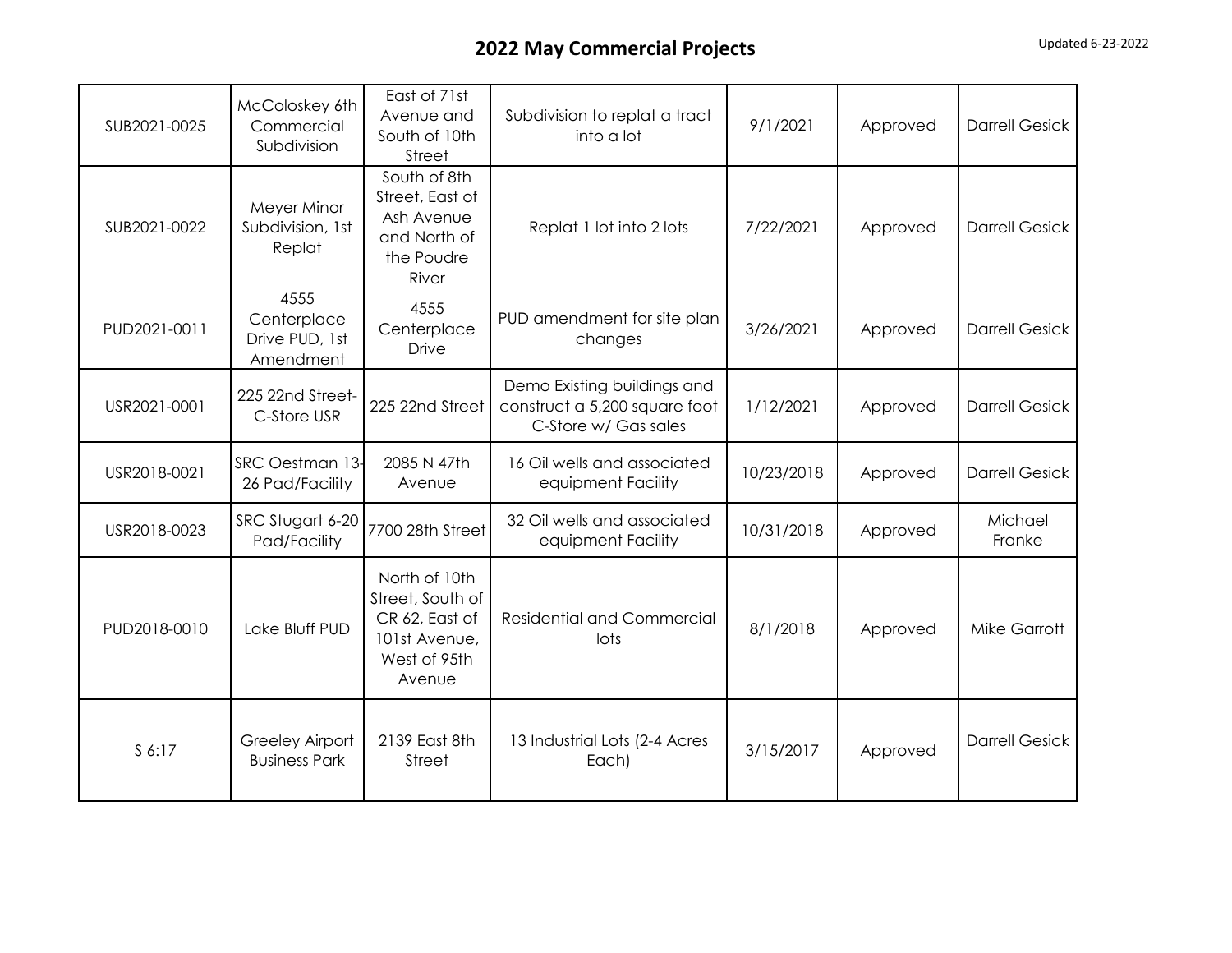# 2022 May Commercial Projects

Updated 6-23-2022

| | | | | | | |
|---|---|---|---|---|---|---|
| SUB2021-0025 | McColoskey 6th Commercial Subdivision | East of 71st Avenue and South of 10th Street | Subdivision to replat a tract into a lot | 9/1/2021 | Approved | Darrell Gesick |
| SUB2021-0022 | Meyer Minor Subdivision, 1st Replat | South of 8th Street, East of Ash Avenue and North of the Poudre River | Replat 1 lot into 2 lots | 7/22/2021 | Approved | Darrell Gesick |
| PUD2021-0011 | 4555 Centerplace Drive PUD, 1st Amendment | 4555 Centerplace Drive | PUD amendment for site plan changes | 3/26/2021 | Approved | Darrell Gesick |
| USR2021-0001 | 225 22nd Street- C-Store USR | 225 22nd Street | Demo Existing buildings and construct a 5,200 square foot C-Store w/ Gas sales | 1/12/2021 | Approved | Darrell Gesick |
| USR2018-0021 | SRC Oestman 13-26 Pad/Facility | 2085 N 47th Avenue | 16 Oil wells and associated equipment Facility | 10/23/2018 | Approved | Darrell Gesick |
| USR2018-0023 | SRC Stugart 6-20 Pad/Facility | 7700 28th Street | 32 Oil wells and associated equipment Facility | 10/31/2018 | Approved | Michael Franke |
| PUD2018-0010 | Lake Bluff PUD | North of 10th Street, South of CR 62, East of 101st Avenue, West of 95th Avenue | Residential and Commercial lots | 8/1/2018 | Approved | Mike Garrott |
| S 6:17 | Greeley Airport Business Park | 2139 East 8th Street | 13 Industrial Lots (2-4 Acres Each) | 3/15/2017 | Approved | Darrell Gesick |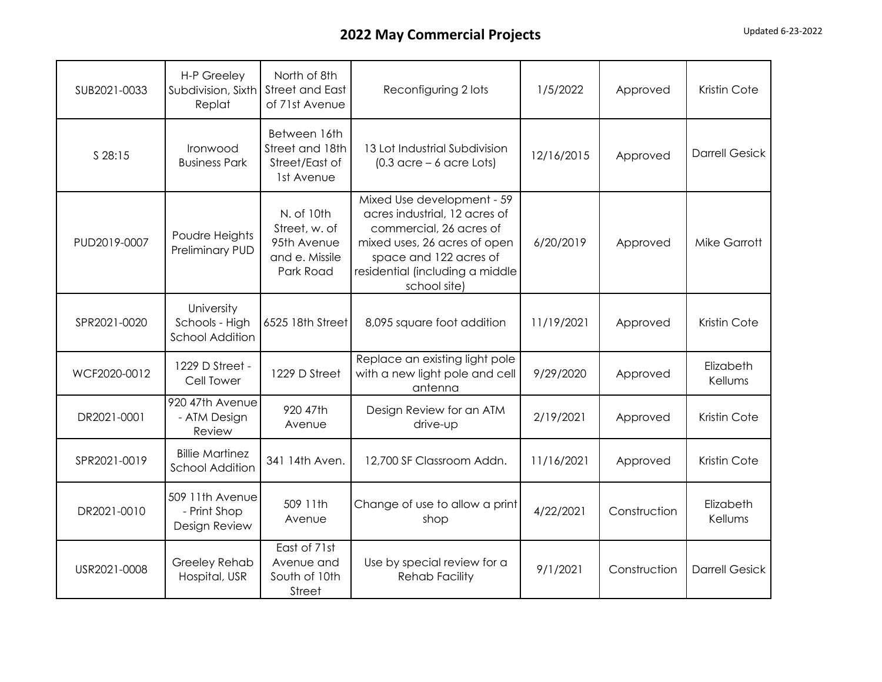## 2022 May Commercial Projects

Updated 6-23-2022

| | | | | | | |
|---|---|---|---|---|---|---|
| SUB2021-0033 | H-P Greeley Subdivision, Sixth Replat | North of 8th Street and East of 71st Avenue | Reconfiguring 2 lots | 1/5/2022 | Approved | Kristin Cote |
| S 28:15 | Ironwood Business Park | Between 16th Street and 18th Street/East of 1st Avenue | 13 Lot Industrial Subdivision (0.3 acre – 6 acre Lots) | 12/16/2015 | Approved | Darrell Gesick |
| PUD2019-0007 | Poudre Heights Preliminary PUD | N. of 10th Street, w. of 95th Avenue and e. Missile Park Road | Mixed Use development - 59 acres industrial, 12 acres of commercial, 26 acres of mixed uses, 26 acres of open space and 122 acres of residential (including a middle school site) | 6/20/2019 | Approved | Mike Garrott |
| SPR2021-0020 | University Schools - High School Addition | 6525 18th Street | 8,095 square foot addition | 11/19/2021 | Approved | Kristin Cote |
| WCF2020-0012 | 1229 D Street - Cell Tower | 1229 D Street | Replace an existing light pole with a new light pole and cell antenna | 9/29/2020 | Approved | Elizabeth Kellums |
| DR2021-0001 | 920 47th Avenue - ATM Design Review | 920 47th Avenue | Design Review for an ATM drive-up | 2/19/2021 | Approved | Kristin Cote |
| SPR2021-0019 | Billie Martinez School Addition | 341 14th Aven. | 12,700 SF Classroom Addn. | 11/16/2021 | Approved | Kristin Cote |
| DR2021-0010 | 509 11th Avenue - Print Shop Design Review | 509 11th Avenue | Change of use to allow a print shop | 4/22/2021 | Construction | Elizabeth Kellums |
| USR2021-0008 | Greeley Rehab Hospital, USR | East of 71st Avenue and South of 10th Street | Use by special review for a Rehab Facility | 9/1/2021 | Construction | Darrell Gesick |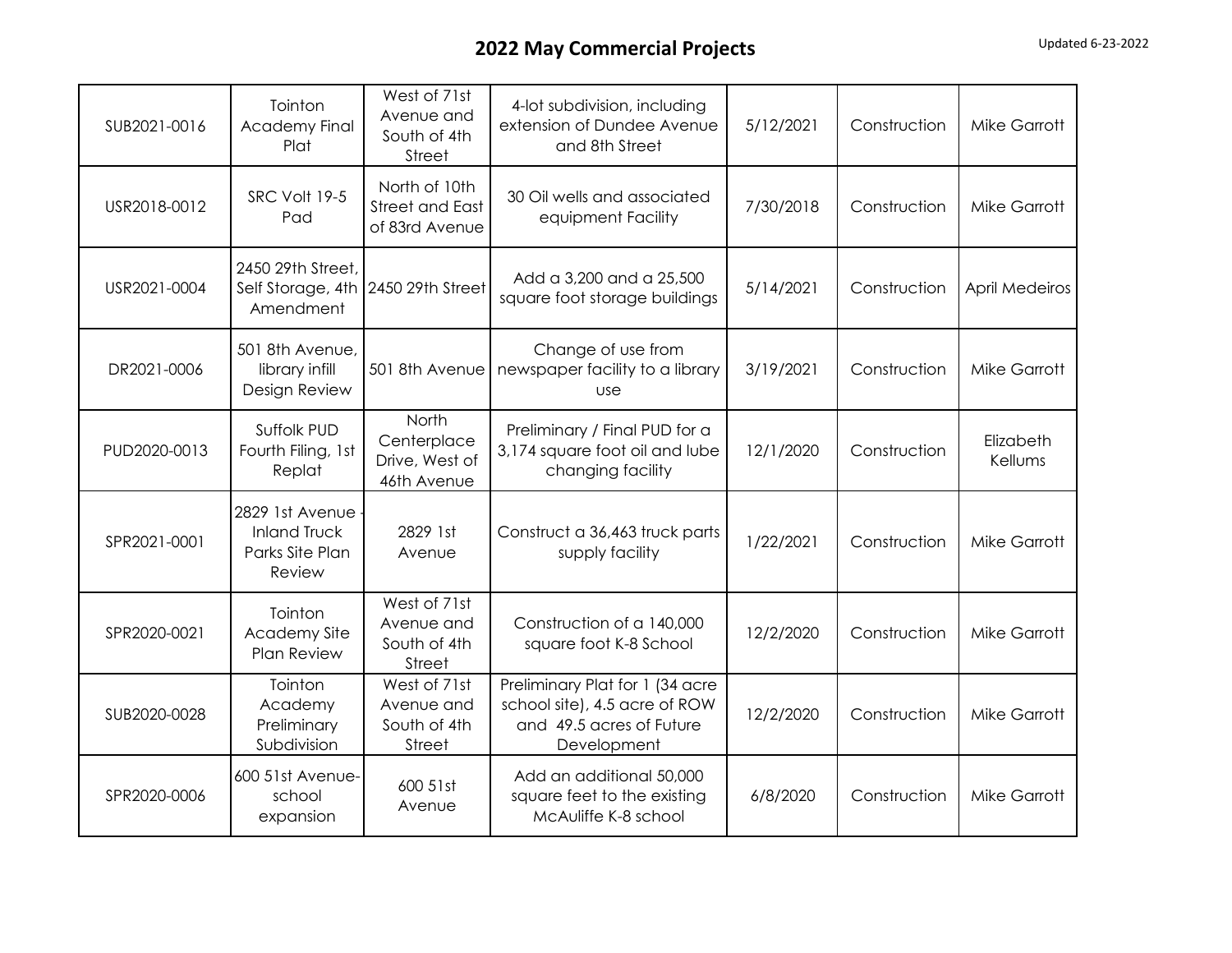# 2022 May Commercial Projects

Updated 6-23-2022

| | | | | | | |
|---|---|---|---|---|---|---|
| SUB2021-0016 | Tointon Academy Final Plat | West of 71st Avenue and South of 4th Street | 4-lot subdivision, including extension of Dundee Avenue and 8th Street | 5/12/2021 | Construction | Mike Garrott |
| USR2018-0012 | SRC Volt 19-5 Pad | North of 10th Street and East of 83rd Avenue | 30 Oil wells and associated equipment Facility | 7/30/2018 | Construction | Mike Garrott |
| USR2021-0004 | 2450 29th Street, Self Storage, 4th Amendment | 2450 29th Street | Add a 3,200 and a 25,500 square foot storage buildings | 5/14/2021 | Construction | April Medeiros |
| DR2021-0006 | 501 8th Avenue, library infill Design Review | 501 8th Avenue | Change of use from newspaper facility to a library use | 3/19/2021 | Construction | Mike Garrott |
| PUD2020-0013 | Suffolk PUD Fourth Filing, 1st Replat | North Centerplace Drive, West of 46th Avenue | Preliminary / Final PUD for a 3,174 square foot oil and lube changing facility | 12/1/2020 | Construction | Elizabeth Kellums |
| SPR2021-0001 | 2829 1st Avenue - Inland Truck Parks Site Plan Review | 2829 1st Avenue | Construct a 36,463 truck parts supply facility | 1/22/2021 | Construction | Mike Garrott |
| SPR2020-0021 | Tointon Academy Site Plan Review | West of 71st Avenue and South of 4th Street | Construction of a 140,000 square foot K-8 School | 12/2/2020 | Construction | Mike Garrott |
| SUB2020-0028 | Tointon Academy Preliminary Subdivision | West of 71st Avenue and South of 4th Street | Preliminary Plat for 1 (34 acre school site), 4.5 acre of ROW and 49.5 acres of Future Development | 12/2/2020 | Construction | Mike Garrott |
| SPR2020-0006 | 600 51st Avenue-school expansion | 600 51st Avenue | Add an additional 50,000 square feet to the existing McAuliffe K-8 school | 6/8/2020 | Construction | Mike Garrott |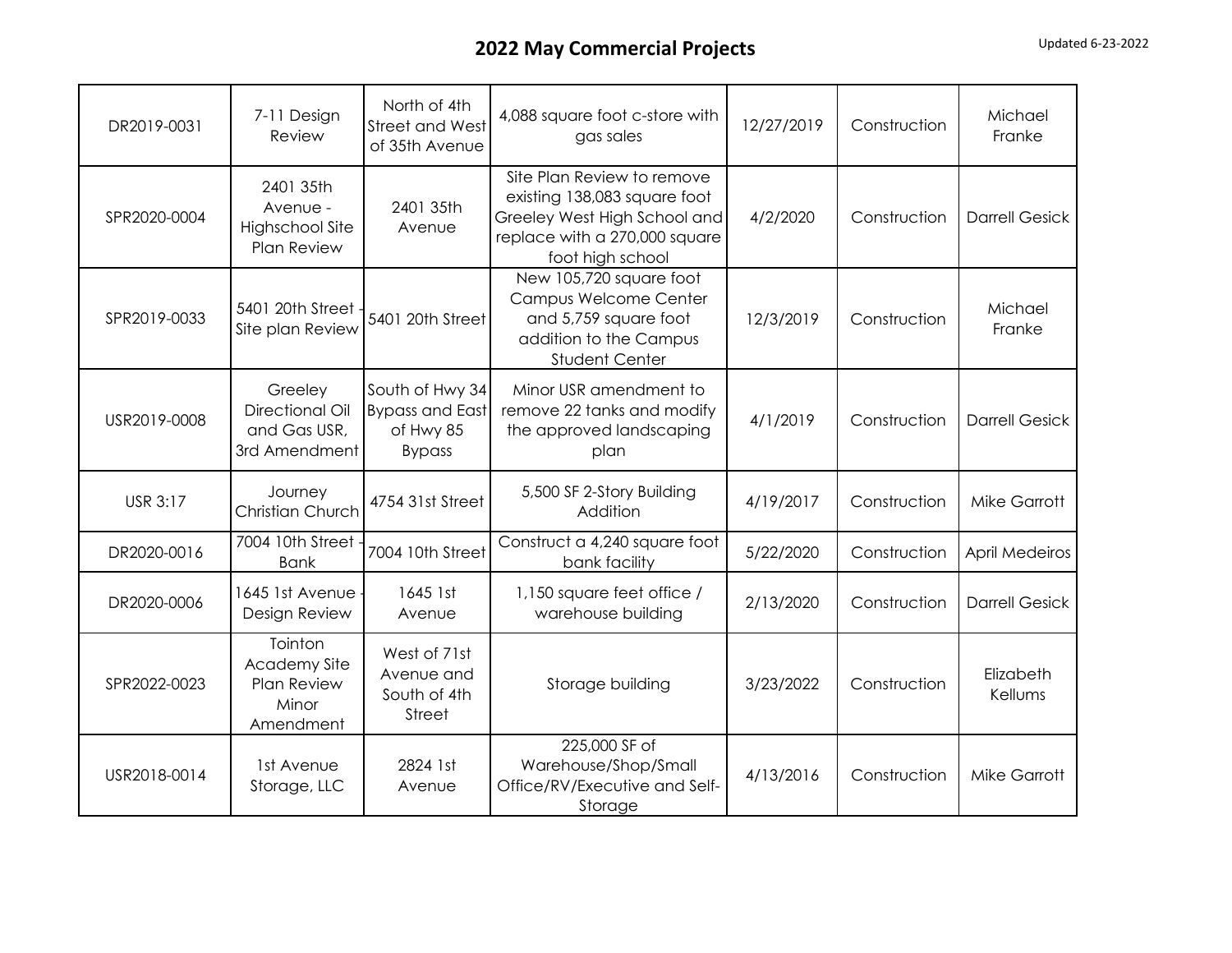# 2022 May Commercial Projects

Updated 6-23-2022

| | | | | | | |
|---|---|---|---|---|---|---|
| DR2019-0031 | 7-11 Design Review | North of 4th Street and West of 35th Avenue | 4,088 square foot c-store with gas sales | 12/27/2019 | Construction | Michael Franke |
| SPR2020-0004 | 2401 35th Avenue - Highschool Site Plan Review | 2401 35th Avenue | Site Plan Review to remove existing 138,083 square foot Greeley West High School and replace with a 270,000 square foot high school | 4/2/2020 | Construction | Darrell Gesick |
| SPR2019-0033 | 5401 20th Street - Site plan Review | 5401 20th Street | New 105,720 square foot Campus Welcome Center and 5,759 square foot addition to the Campus Student Center | 12/3/2019 | Construction | Michael Franke |
| USR2019-0008 | Greeley Directional Oil and Gas USR, 3rd Amendment | South of Hwy 34 Bypass and East of Hwy 85 Bypass | Minor USR amendment to remove 22 tanks and modify the approved landscaping plan | 4/1/2019 | Construction | Darrell Gesick |
| USR 3:17 | Journey Christian Church | 4754 31st Street | 5,500 SF 2-Story Building Addition | 4/19/2017 | Construction | Mike Garrott |
| DR2020-0016 | 7004 10th Street - Bank | 7004 10th Street | Construct a 4,240 square foot bank facility | 5/22/2020 | Construction | April Medeiros |
| DR2020-0006 | 1645 1st Avenue - Design Review | 1645 1st Avenue | 1,150 square feet office / warehouse building | 2/13/2020 | Construction | Darrell Gesick |
| SPR2022-0023 | Tointon Academy Site Plan Review Minor Amendment | West of 71st Avenue and South of 4th Street | Storage building | 3/23/2022 | Construction | Elizabeth Kellums |
| USR2018-0014 | 1st Avenue Storage, LLC | 2824 1st Avenue | 225,000 SF of Warehouse/Shop/Small Office/RV/Executive and Self-Storage | 4/13/2016 | Construction | Mike Garrott |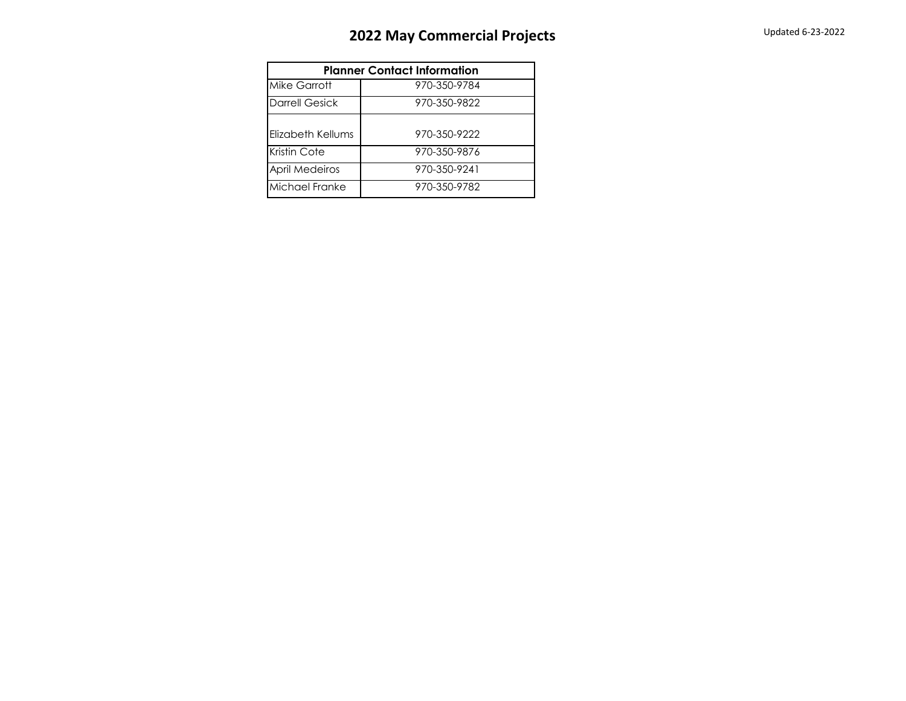# 2022 May Commercial Projects

Updated 6-23-2022

| Planner Contact Information | |
|---|---|
| Mike Garrott | 970-350-9784 |
| Darrell Gesick | 970-350-9822 |
| Elizabeth Kellums | 970-350-9222 |
| Kristin Cote | 970-350-9876 |
| April Medeiros | 970-350-9241 |
| Michael Franke | 970-350-9782 |